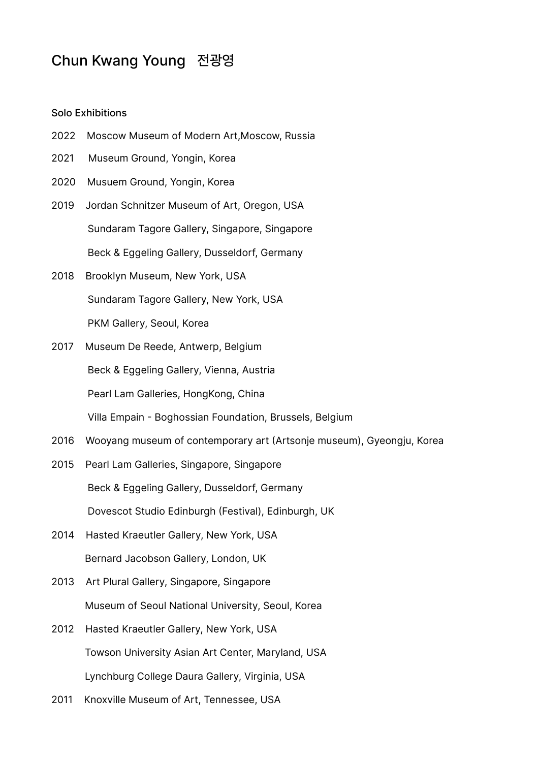# Chun Kwang Young 전광영

## Solo Exhibitions

2022 Moscow Museum of Modern Art,Moscow, Russia

2021 Museum Ground, Yongin, Korea

2020 Musuem Ground, Yongin, Korea

2019 Jordan Schnitzer Museum of Art, Oregon, USA

Sundaram Tagore Gallery, Singapore, Singapore

Beck & Eggeling Gallery, Dusseldorf, Germany

2018 Brooklyn Museum, New York, USA

Sundaram Tagore Gallery, New York, USA

PKM Gallery, Seoul, Korea

2017 Museum De Reede, Antwerp, Belgium

Beck & Eggeling Gallery, Vienna, Austria

Pearl Lam Galleries, HongKong, China

Villa Empain - Boghossian Foundation, Brussels, Belgium

2016 Wooyang museum of contemporary art (Artsonje museum), Gyeongju, Korea

2015 Pearl Lam Galleries, Singapore, Singapore

Beck & Eggeling Gallery, Dusseldorf, Germany

Dovescot Studio Edinburgh (Festival), Edinburgh, UK

2014 Hasted Kraeutler Gallery, New York, USA

Bernard Jacobson Gallery, London, UK

2013 Art Plural Gallery, Singapore, Singapore

Museum of Seoul National University, Seoul, Korea

2012 Hasted Kraeutler Gallery, New York, USA

Towson University Asian Art Center, Maryland, USA

Lynchburg College Daura Gallery, Virginia, USA

2011 Knoxville Museum of Art, Tennessee, USA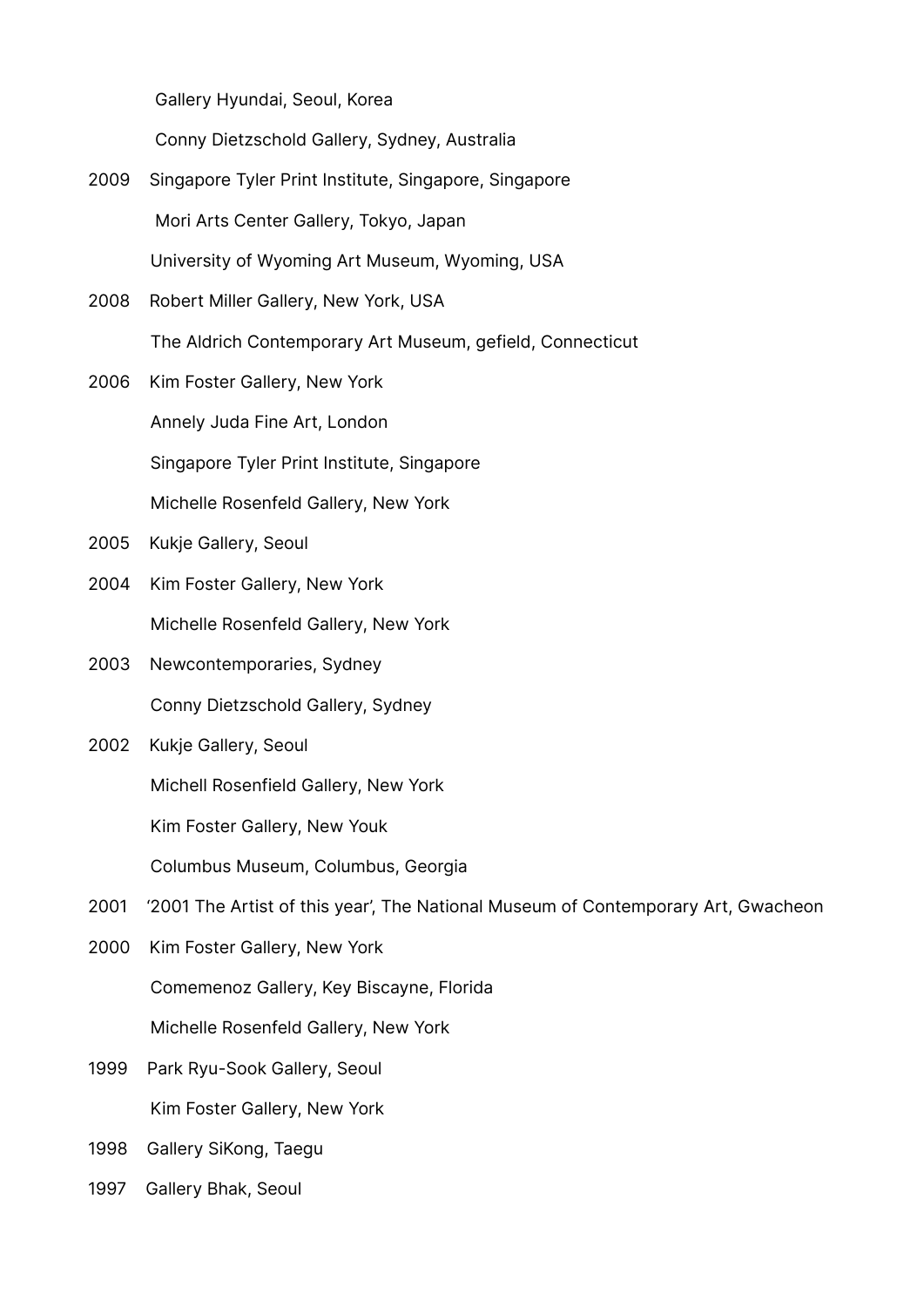Gallery Hyundai, Seoul, Korea

Conny Dietzschold Gallery, Sydney, Australia

2009 Singapore Tyler Print Institute, Singapore, Singapore

Mori Arts Center Gallery, Tokyo, Japan

University of Wyoming Art Museum, Wyoming, USA

2008 Robert Miller Gallery, New York, USA

The Aldrich Contemporary Art Museum, gefield, Connecticut

2006 Kim Foster Gallery, New York

Annely Juda Fine Art, London

Singapore Tyler Print Institute, Singapore

Michelle Rosenfeld Gallery, New York

2005 Kukje Gallery, Seoul

2004 Kim Foster Gallery, New York

Michelle Rosenfeld Gallery, New York

2003 Newcontemporaries, Sydney

Conny Dietzschold Gallery, Sydney

2002 Kukje Gallery, Seoul

Michell Rosenfield Gallery, New York

Kim Foster Gallery, New Youk

Columbus Museum, Columbus, Georgia

2001 '2001 The Artist of this year', The National Museum of Contemporary Art, Gwacheon

2000 Kim Foster Gallery, New York

Comemenoz Gallery, Key Biscayne, Florida

Michelle Rosenfeld Gallery, New York

1999 Park Ryu-Sook Gallery, Seoul

Kim Foster Gallery, New York

1998 Gallery SiKong, Taegu

1997 Gallery Bhak, Seoul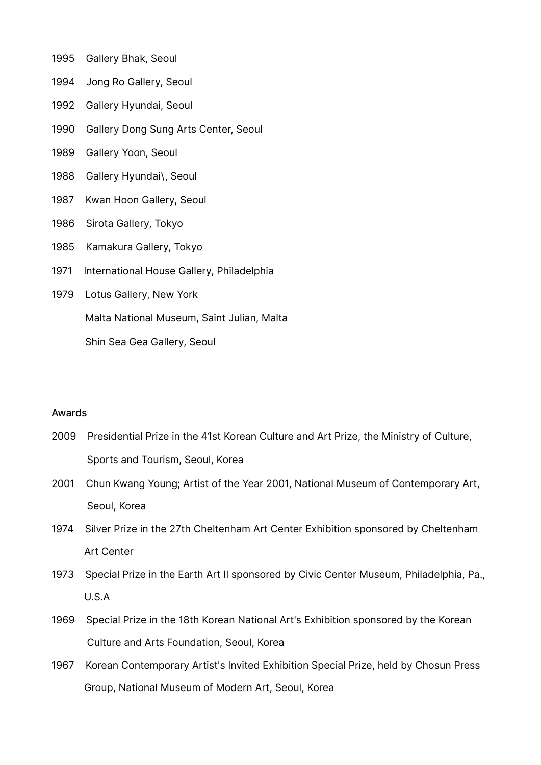1995 Gallery Bhak, Seoul

1994 Jong Ro Gallery, Seoul

1992 Gallery Hyundai, Seoul

1990 Gallery Dong Sung Arts Center, Seoul

1989 Gallery Yoon, Seoul

1988 Gallery Hyundai\, Seoul

1987 Kwan Hoon Gallery, Seoul

1986 Sirota Gallery, Tokyo

1985 Kamakura Gallery, Tokyo

1971 International House Gallery, Philadelphia

1979 Lotus Gallery, New York
Malta National Museum, Saint Julian, Malta
Shin Sea Gea Gallery, Seoul

Awards

2009 Presidential Prize in the 41st Korean Culture and Art Prize, the Ministry of Culture, Sports and Tourism, Seoul, Korea

2001 Chun Kwang Young; Artist of the Year 2001, National Museum of Contemporary Art, Seoul, Korea

1974 Silver Prize in the 27th Cheltenham Art Center Exhibition sponsored by Cheltenham Art Center

1973 Special Prize in the Earth Art II sponsored by Civic Center Museum, Philadelphia, Pa., U.S.A

1969 Special Prize in the 18th Korean National Art's Exhibition sponsored by the Korean Culture and Arts Foundation, Seoul, Korea

1967 Korean Contemporary Artist's Invited Exhibition Special Prize, held by Chosun Press Group, National Museum of Modern Art, Seoul, Korea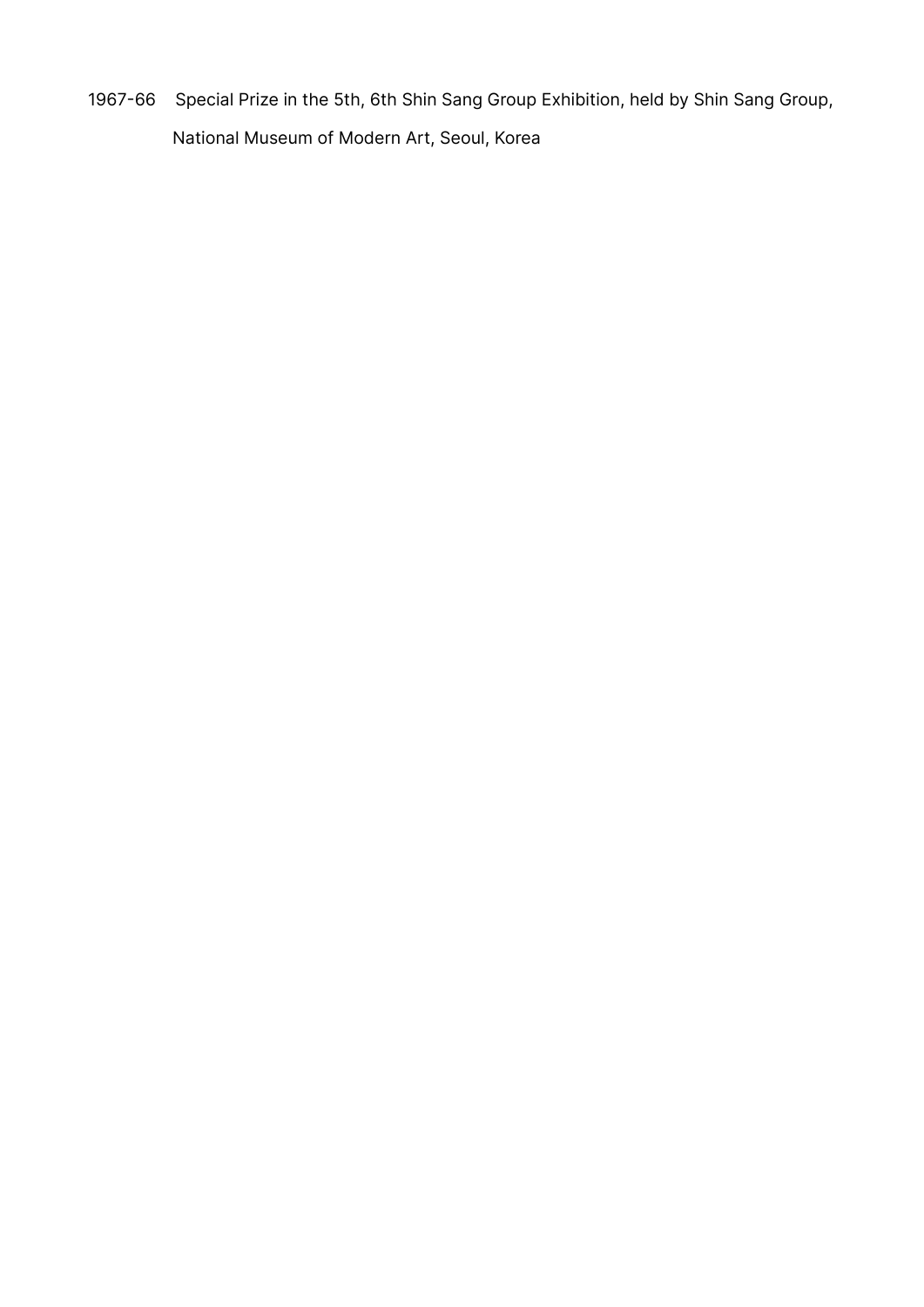1967-66 Special Prize in the 5th, 6th Shin Sang Group Exhibition, held by Shin Sang Group, National Museum of Modern Art, Seoul, Korea